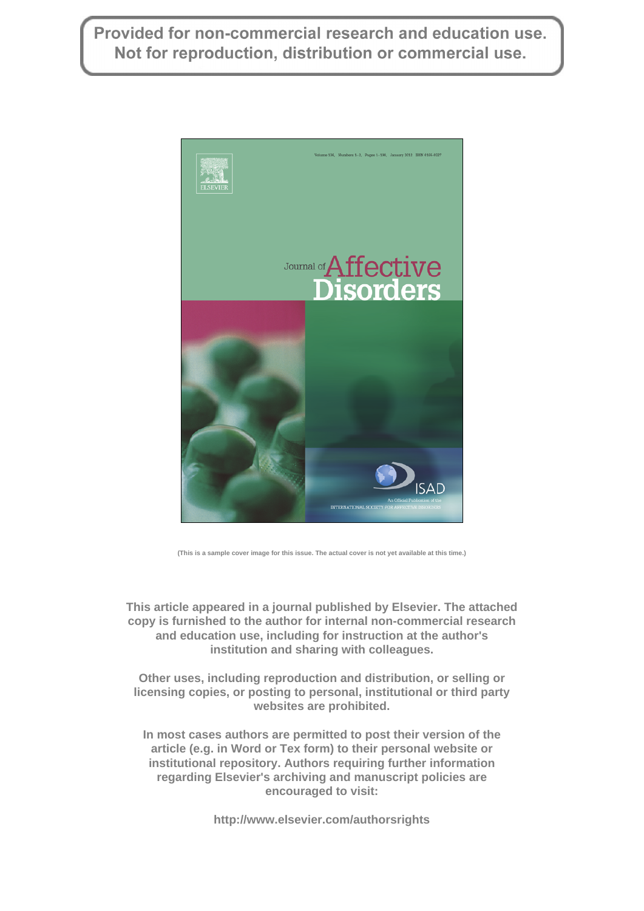Provided for non-commercial research and education use.
Not for reproduction, distribution or commercial use.

(This is a sample cover image for this issue. The actual cover is not yet available at this time.)

This article appeared in a journal published by Elsevier. The attached copy is furnished to the author for internal non-commercial research and education use, including for instruction at the author's institution and sharing with colleagues.

Other uses, including reproduction and distribution, or selling or licensing copies, or posting to personal, institutional or third party websites are prohibited.

In most cases authors are permitted to post their version of the article (e.g. in Word or Tex form) to their personal website or institutional repository. Authors requiring further information regarding Elsevier's archiving and manuscript policies are encouraged to visit:

http://www.elsevier.com/authorsrights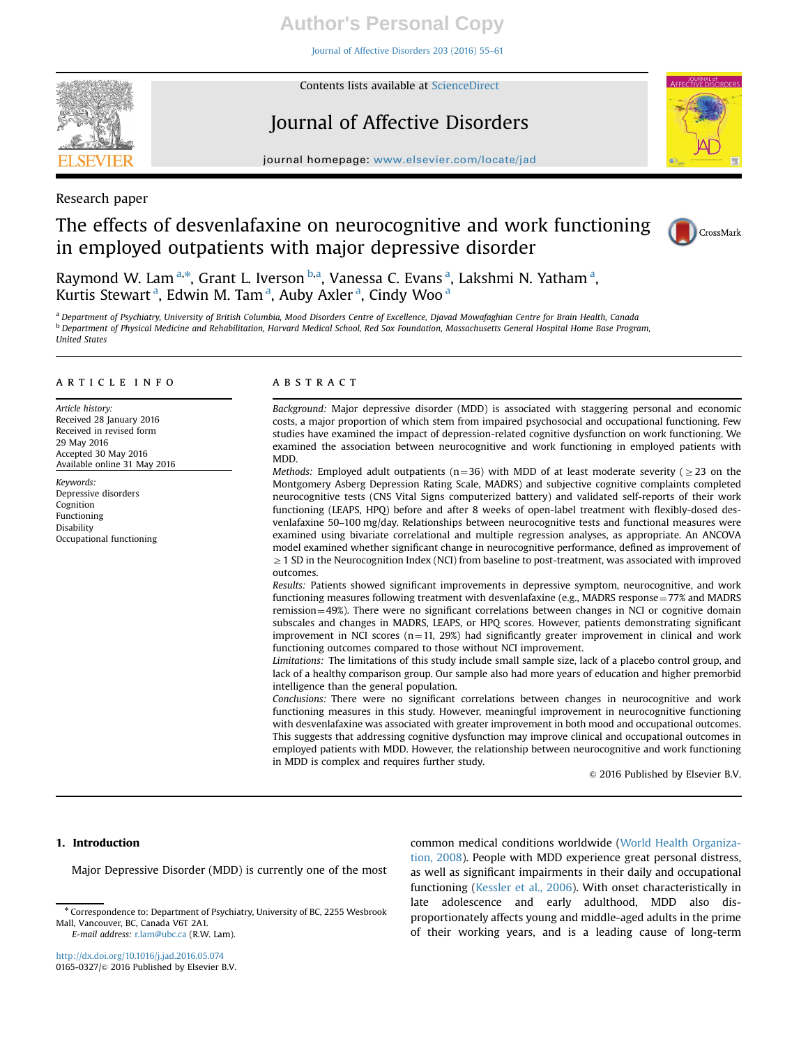Research paper

# The effects of desvenlafaxine on neurocognitive and work functioning in employed outpatients with major depressive disorder

Raymond W. Lam [a,*], Grant L. Iverson [b,a], Vanessa C. Evans [a], Lakshmi N. Yatham [a], Kurtis Stewart [a], Edwin M. Tam [a], Auby Axler [a], Cindy Woo [a]

[a] Department of Psychiatry, University of British Columbia, Mood Disorders Centre of Excellence, Djavad Mowafaghian Centre for Brain Health, Canada
[b] Department of Physical Medicine and Rehabilitation, Harvard Medical School, Red Sox Foundation, Massachusetts General Hospital Home Base Program, United States

## ARTICLE INFO

*Article history:*
Received 28 January 2016
Received in revised form
29 May 2016
Accepted 30 May 2016
Available online 31 May 2016

*Keywords:*
Depressive disorders
Cognition
Functioning
Disability
Occupational functioning

## ABSTRACT

*Background:* Major depressive disorder (MDD) is associated with staggering personal and economic costs, a major proportion of which stem from impaired psychosocial and occupational functioning. Few studies have examined the impact of depression-related cognitive dysfunction on work functioning. We examined the association between neurocognitive and work functioning in employed patients with MDD.

*Methods:* Employed adult outpatients (n=36) with MDD of at least moderate severity (≥23 on the Montgomery Asberg Depression Rating Scale, MADRS) and subjective cognitive complaints completed neurocognitive tests (CNS Vital Signs computerized battery) and validated self-reports of their work functioning (LEAPS, HPQ) before and after 8 weeks of open-label treatment with flexibly-dosed desvenlafaxine 50–100 mg/day. Relationships between neurocognitive tests and functional measures were examined using bivariate correlational and multiple regression analyses, as appropriate. An ANCOVA model examined whether significant change in neurocognitive performance, defined as improvement of ≥1 SD in the Neurocognition Index (NCI) from baseline to post-treatment, was associated with improved outcomes.

*Results:* Patients showed significant improvements in depressive symptom, neurocognitive, and work functioning measures following treatment with desvenlafaxine (e.g., MADRS response=77% and MADRS remission=49%). There were no significant correlations between changes in NCI or cognitive domain subscales and changes in MADRS, LEAPS, or HPQ scores. However, patients demonstrating significant improvement in NCI scores (n=11, 29%) had significantly greater improvement in clinical and work functioning outcomes compared to those without NCI improvement.

*Limitations:* The limitations of this study include small sample size, lack of a placebo control group, and lack of a healthy comparison group. Our sample also had more years of education and higher premorbid intelligence than the general population.

*Conclusions:* There were no significant correlations between changes in neurocognitive and work functioning measures in this study. However, meaningful improvement in neurocognitive functioning with desvenlafaxine was associated with greater improvement in both mood and occupational outcomes. This suggests that addressing cognitive dysfunction may improve clinical and occupational outcomes in employed patients with MDD. However, the relationship between neurocognitive and work functioning in MDD is complex and requires further study.

© 2016 Published by Elsevier B.V.

## 1. Introduction

Major Depressive Disorder (MDD) is currently one of the most common medical conditions worldwide (World Health Organization, 2008). People with MDD experience great personal distress, as well as significant impairments in their daily and occupational functioning (Kessler et al., 2006). With onset characteristically in late adolescence and early adulthood, MDD also disproportionately affects young and middle-aged adults in the prime of their working years, and is a leading cause of long-term

* Correspondence to: Department of Psychiatry, University of BC, 2255 Wesbrook Mall, Vancouver, BC, Canada V6T 2A1.
*E-mail address:* r.lam@ubc.ca (R.W. Lam).

http://dx.doi.org/10.1016/j.jad.2016.05.074
0165-0327/© 2016 Published by Elsevier B.V.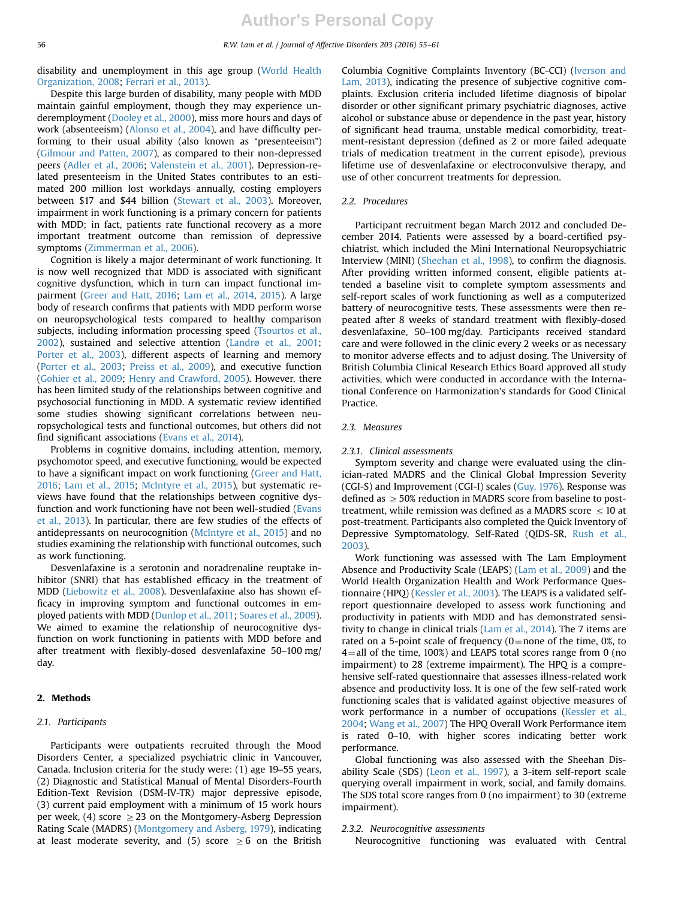disability and unemployment in this age group (World Health Organization, 2008; Ferrari et al., 2013).

Despite this large burden of disability, many people with MDD maintain gainful employment, though they may experience underemployment (Dooley et al., 2000), miss more hours and days of work (absenteeism) (Alonso et al., 2004), and have difficulty performing to their usual ability (also known as "presenteeism") (Gilmour and Patten, 2007), as compared to their non-depressed peers (Adler et al., 2006; Valenstein et al., 2001). Depression-related presenteeism in the United States contributes to an estimated 200 million lost workdays annually, costing employers between $17 and $44 billion (Stewart et al., 2003). Moreover, impairment in work functioning is a primary concern for patients with MDD; in fact, patients rate functional recovery as a more important treatment outcome than remission of depressive symptoms (Zimmerman et al., 2006).

Cognition is likely a major determinant of work functioning. It is now well recognized that MDD is associated with significant cognitive dysfunction, which in turn can impact functional impairment (Greer and Hatt, 2016; Lam et al., 2014, 2015). A large body of research confirms that patients with MDD perform worse on neuropsychological tests compared to healthy comparison subjects, including information processing speed (Tsourtos et al., 2002), sustained and selective attention (Landrø et al., 2001; Porter et al., 2003), different aspects of learning and memory (Porter et al., 2003; Preiss et al., 2009), and executive function (Gohier et al., 2009; Henry and Crawford, 2005). However, there has been limited study of the relationships between cognitive and psychosocial functioning in MDD. A systematic review identified some studies showing significant correlations between neuropsychological tests and functional outcomes, but others did not find significant associations (Evans et al., 2014).

Problems in cognitive domains, including attention, memory, psychomotor speed, and executive functioning, would be expected to have a significant impact on work functioning (Greer and Hatt, 2016; Lam et al., 2015; McIntyre et al., 2015), but systematic reviews have found that the relationships between cognitive dysfunction and work functioning have not been well-studied (Evans et al., 2013). In particular, there are few studies of the effects of antidepressants on neurocognition (McIntyre et al., 2015) and no studies examining the relationship with functional outcomes, such as work functioning.

Desvenlafaxine is a serotonin and noradrenaline reuptake inhibitor (SNRI) that has established efficacy in the treatment of MDD (Liebowitz et al., 2008). Desvenlafaxine also has shown efficacy in improving symptom and functional outcomes in employed patients with MDD (Dunlop et al., 2011; Soares et al., 2009). We aimed to examine the relationship of neurocognitive dysfunction on work functioning in patients with MDD before and after treatment with flexibly-dosed desvenlafaxine 50–100 mg/day.

## 2. Methods

### 2.1. Participants

Participants were outpatients recruited through the Mood Disorders Center, a specialized psychiatric clinic in Vancouver, Canada. Inclusion criteria for the study were: (1) age 19–55 years, (2) Diagnostic and Statistical Manual of Mental Disorders-Fourth Edition-Text Revision (DSM-IV-TR) major depressive episode, (3) current paid employment with a minimum of 15 work hours per week, (4) score ≥23 on the Montgomery-Asberg Depression Rating Scale (MADRS) (Montgomery and Asberg, 1979), indicating at least moderate severity, and (5) score ≥6 on the British Columbia Cognitive Complaints Inventory (BC-CCI) (Iverson and Lam, 2013), indicating the presence of subjective cognitive complaints. Exclusion criteria included lifetime diagnosis of bipolar disorder or other significant primary psychiatric diagnoses, active alcohol or substance abuse or dependence in the past year, history of significant head trauma, unstable medical comorbidity, treatment-resistant depression (defined as 2 or more failed adequate trials of medication treatment in the current episode), previous lifetime use of desvenlafaxine or electroconvulsive therapy, and use of other concurrent treatments for depression.

### 2.2. Procedures

Participant recruitment began March 2012 and concluded December 2014. Patients were assessed by a board-certified psychiatrist, which included the Mini International Neuropsychiatric Interview (MINI) (Sheehan et al., 1998), to confirm the diagnosis. After providing written informed consent, eligible patients attended a baseline visit to complete symptom assessments and self-report scales of work functioning as well as a computerized battery of neurocognitive tests. These assessments were then repeated after 8 weeks of standard treatment with flexibly-dosed desvenlafaxine, 50–100 mg/day. Participants received standard care and were followed in the clinic every 2 weeks or as necessary to monitor adverse effects and to adjust dosing. The University of British Columbia Clinical Research Ethics Board approved all study activities, which were conducted in accordance with the International Conference on Harmonization's standards for Good Clinical Practice.

### 2.3. Measures

#### 2.3.1. Clinical assessments

Symptom severity and change were evaluated using the clinician-rated MADRS and the Clinical Global Impression Severity (CGI-S) and Improvement (CGI-I) scales (Guy, 1976). Response was defined as ≥50% reduction in MADRS score from baseline to post-treatment, while remission was defined as a MADRS score ≤10 at post-treatment. Participants also completed the Quick Inventory of Depressive Symptomatology, Self-Rated (QIDS-SR, Rush et al., 2003).

Work functioning was assessed with The Lam Employment Absence and Productivity Scale (LEAPS) (Lam et al., 2009) and the World Health Organization Health and Work Performance Questionnaire (HPQ) (Kessler et al., 2003). The LEAPS is a validated self-report questionnaire developed to assess work functioning and productivity in patients with MDD and has demonstrated sensitivity to change in clinical trials (Lam et al., 2014). The 7 items are rated on a 5-point scale of frequency (0=none of the time, 0%, to 4=all of the time, 100%) and LEAPS total scores range from 0 (no impairment) to 28 (extreme impairment). The HPQ is a comprehensive self-rated questionnaire that assesses illness-related work absence and productivity loss. It is one of the few self-rated work functioning scales that is validated against objective measures of work performance in a number of occupations (Kessler et al., 2004; Wang et al., 2007) The HPQ Overall Work Performance item is rated 0–10, with higher scores indicating better work performance.

Global functioning was also assessed with the Sheehan Disability Scale (SDS) (Leon et al., 1997), a 3-item self-report scale querying overall impairment in work, social, and family domains. The SDS total score ranges from 0 (no impairment) to 30 (extreme impairment).

#### 2.3.2. Neurocognitive assessments

Neurocognitive functioning was evaluated with Central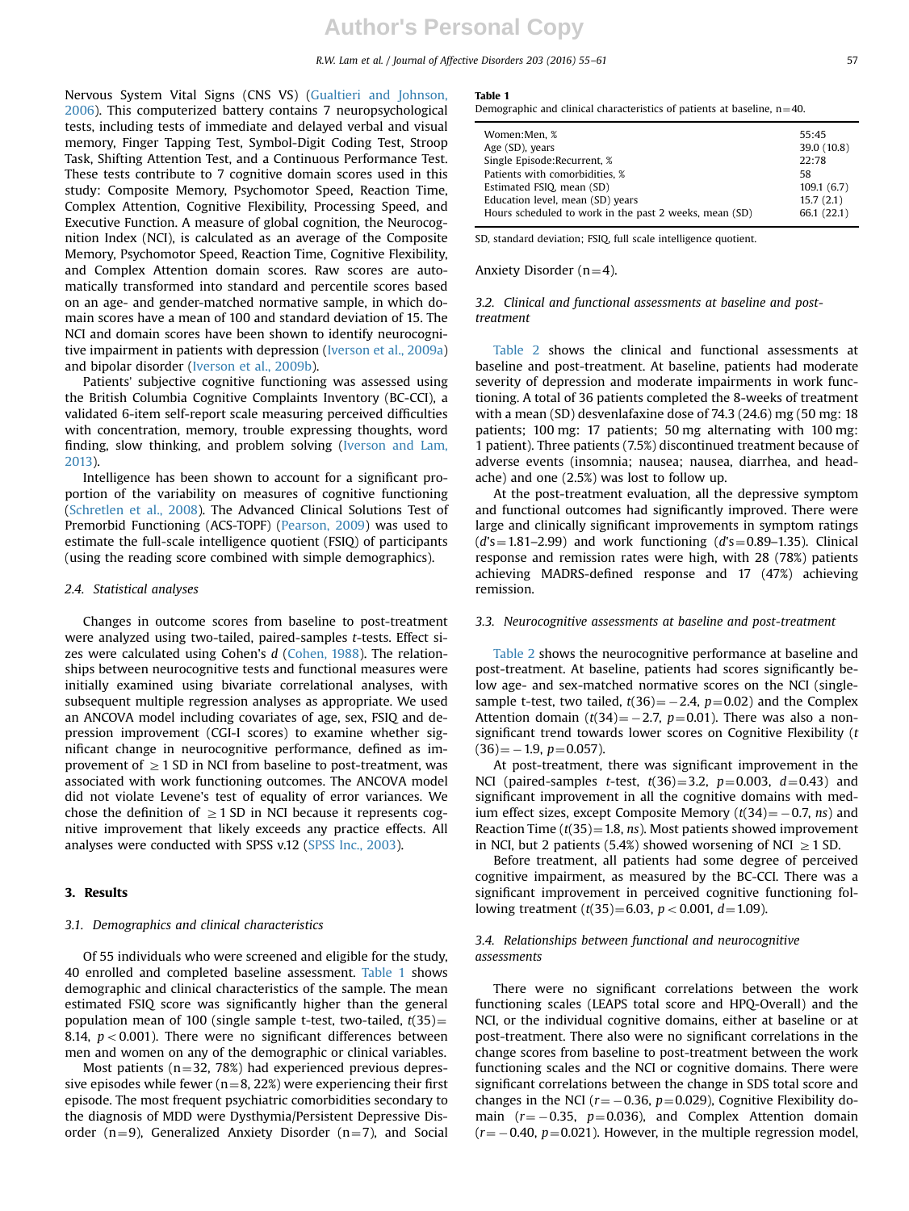Nervous System Vital Signs (CNS VS) (Gualtieri and Johnson, 2006). This computerized battery contains 7 neuropsychological tests, including tests of immediate and delayed verbal and visual memory, Finger Tapping Test, Symbol-Digit Coding Test, Stroop Task, Shifting Attention Test, and a Continuous Performance Test. These tests contribute to 7 cognitive domain scores used in this study: Composite Memory, Psychomotor Speed, Reaction Time, Complex Attention, Cognitive Flexibility, Processing Speed, and Executive Function. A measure of global cognition, the Neurocognition Index (NCI), is calculated as an average of the Composite Memory, Psychomotor Speed, Reaction Time, Cognitive Flexibility, and Complex Attention domain scores. Raw scores are automatically transformed into standard and percentile scores based on an age- and gender-matched normative sample, in which domain scores have a mean of 100 and standard deviation of 15. The NCI and domain scores have been shown to identify neurocognitive impairment in patients with depression (Iverson et al., 2009a) and bipolar disorder (Iverson et al., 2009b).

Patients' subjective cognitive functioning was assessed using the British Columbia Cognitive Complaints Inventory (BC-CCI), a validated 6-item self-report scale measuring perceived difficulties with concentration, memory, trouble expressing thoughts, word finding, slow thinking, and problem solving (Iverson and Lam, 2013).

Intelligence has been shown to account for a significant proportion of the variability on measures of cognitive functioning (Schretlen et al., 2008). The Advanced Clinical Solutions Test of Premorbid Functioning (ACS-TOPF) (Pearson, 2009) was used to estimate the full-scale intelligence quotient (FSIQ) of participants (using the reading score combined with simple demographics).

### 2.4. Statistical analyses

Changes in outcome scores from baseline to post-treatment were analyzed using two-tailed, paired-samples *t*-tests. Effect sizes were calculated using Cohen's *d* (Cohen, 1988). The relationships between neurocognitive tests and functional measures were initially examined using bivariate correlational analyses, with subsequent multiple regression analyses as appropriate. We used an ANCOVA model including covariates of age, sex, FSIQ and depression improvement (CGI-I scores) to examine whether significant change in neurocognitive performance, defined as improvement of $\geq 1$ SD in NCI from baseline to post-treatment, was associated with work functioning outcomes. The ANCOVA model did not violate Levene's test of equality of error variances. We chose the definition of $\geq 1$ SD in NCI because it represents cognitive improvement that likely exceeds any practice effects. All analyses were conducted with SPSS v.12 (SPSS Inc., 2003).

## 3. Results

### 3.1. Demographics and clinical characteristics

Of 55 individuals who were screened and eligible for the study, 40 enrolled and completed baseline assessment. Table 1 shows demographic and clinical characteristics of the sample. The mean estimated FSIQ score was significantly higher than the general population mean of 100 (single sample t-test, two-tailed, $t(35) = 8.14$, $p < 0.001$). There were no significant differences between men and women on any of the demographic or clinical variables.

Most patients (n=32, 78%) had experienced previous depressive episodes while fewer (n=8, 22%) were experiencing their first episode. The most frequent psychiatric comorbidities secondary to the diagnosis of MDD were Dysthymia/Persistent Depressive Disorder (n=9), Generalized Anxiety Disorder (n=7), and Social Anxiety Disorder (n=4).

**Table 1**
Demographic and clinical characteristics of patients at baseline, n=40.

| | |
|---|---|
| Women:Men, % | 55:45 |
| Age (SD), years | 39.0 (10.8) |
| Single Episode:Recurrent, % | 22:78 |
| Patients with comorbidities, % | 58 |
| Estimated FSIQ, mean (SD) | 109.1 (6.7) |
| Education level, mean (SD) years | 15.7 (2.1) |
| Hours scheduled to work in the past 2 weeks, mean (SD) | 66.1 (22.1) |

SD, standard deviation; FSIQ, full scale intelligence quotient.

### 3.2. Clinical and functional assessments at baseline and post-treatment

Table 2 shows the clinical and functional assessments at baseline and post-treatment. At baseline, patients had moderate severity of depression and moderate impairments in work functioning. A total of 36 patients completed the 8-weeks of treatment with a mean (SD) desvenlafaxine dose of 74.3 (24.6) mg (50 mg: 18 patients; 100 mg: 17 patients; 50 mg alternating with 100 mg: 1 patient). Three patients (7.5%) discontinued treatment because of adverse events (insomnia; nausea; nausea, diarrhea, and headache) and one (2.5%) was lost to follow up.

At the post-treatment evaluation, all the depressive symptom and functional outcomes had significantly improved. There were large and clinically significant improvements in symptom ratings ($d$'s=1.81–2.99) and work functioning ($d$'s=0.89–1.35). Clinical response and remission rates were high, with 28 (78%) patients achieving MADRS-defined response and 17 (47%) achieving remission.

### 3.3. Neurocognitive assessments at baseline and post-treatment

Table 2 shows the neurocognitive performance at baseline and post-treatment. At baseline, patients had scores significantly below age- and sex-matched normative scores on the NCI (single-sample t-test, two tailed, $t(36) = -2.4$, $p = 0.02$) and the Complex Attention domain ($t(34) = -2.7$, $p = 0.01$). There was also a non-significant trend towards lower scores on Cognitive Flexibility ($t(36) = -1.9$, $p = 0.057$).

At post-treatment, there was significant improvement in the NCI (paired-samples *t*-test, $t(36) = 3.2$, $p = 0.003$, $d = 0.43$) and significant improvement in all the cognitive domains with medium effect sizes, except Composite Memory ($t(34) = -0.7$, *ns*) and Reaction Time ($t(35) = 1.8$, *ns*). Most patients showed improvement in NCI, but 2 patients (5.4%) showed worsening of NCI $\geq 1$ SD.

Before treatment, all patients had some degree of perceived cognitive impairment, as measured by the BC-CCI. There was a significant improvement in perceived cognitive functioning following treatment ($t(35) = 6.03$, $p < 0.001$, $d = 1.09$).

### 3.4. Relationships between functional and neurocognitive assessments

There were no significant correlations between the work functioning scales (LEAPS total score and HPQ-Overall) and the NCI, or the individual cognitive domains, either at baseline or at post-treatment. There also were no significant correlations in the change scores from baseline to post-treatment between the work functioning scales and the NCI or cognitive domains. There were significant correlations between the change in SDS total score and changes in the NCI ($r = -0.36$, $p = 0.029$), Cognitive Flexibility domain ($r = -0.35$, $p = 0.036$), and Complex Attention domain ($r = -0.40$, $p = 0.021$). However, in the multiple regression model,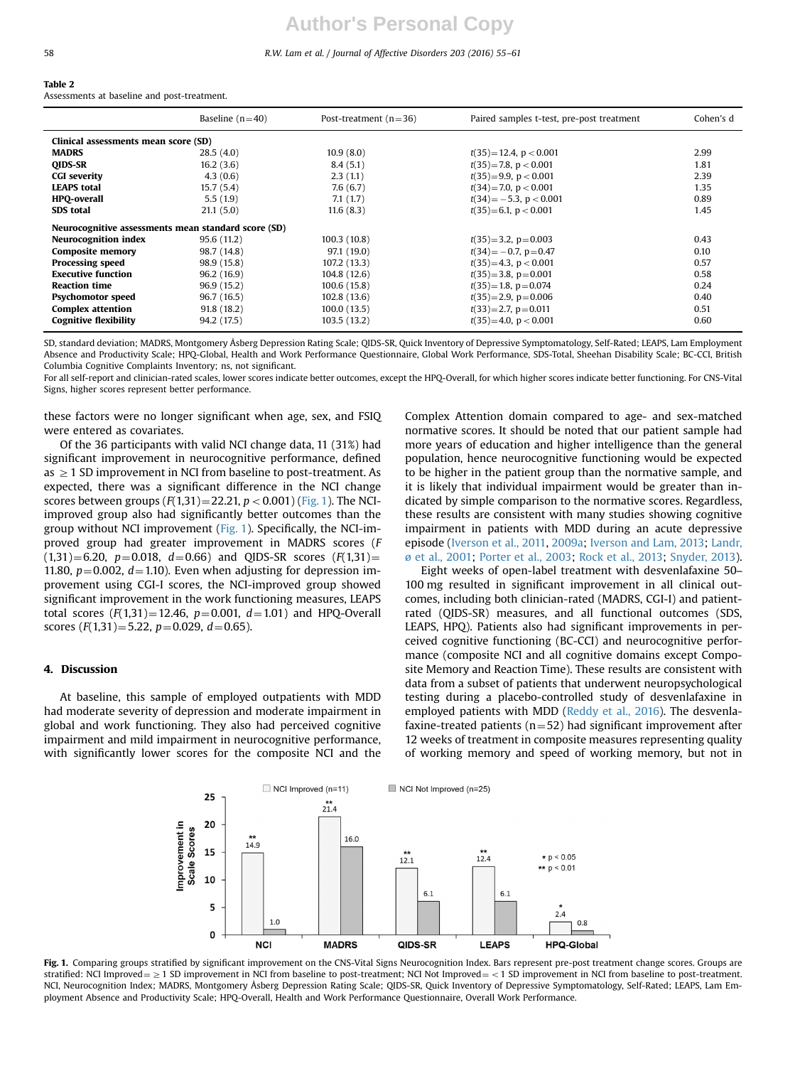**Table 2**
Assessments at baseline and post-treatment.

| | Baseline (n=40) | Post-treatment (n=36) | Paired samples t-test, pre-post treatment | Cohen's d |
|---|---|---|---|---|
| **Clinical assessments mean score (SD)** | | | | |
| **MADRS** | 28.5 (4.0) | 10.9 (8.0) | $t(35)=12.4$, $p<0.001$ | 2.99 |
| **QIDS-SR** | 16.2 (3.6) | 8.4 (5.1) | $t(35)=7.8$, $p<0.001$ | 1.81 |
| **CGI severity** | 4.3 (0.6) | 2.3 (1.1) | $t(35)=9.9$, $p<0.001$ | 2.39 |
| **LEAPS total** | 15.7 (5.4) | 7.6 (6.7) | $t(34)=7.0$, $p<0.001$ | 1.35 |
| **HPQ-overall** | 5.5 (1.9) | 7.1 (1.7) | $t(34)=-5.3$, $p<0.001$ | 0.89 |
| **SDS total** | 21.1 (5.0) | 11.6 (8.3) | $t(35)=6.1$, $p<0.001$ | 1.45 |
| **Neurocognitive assessments mean standard score (SD)** | | | | |
| **Neurocognition index** | 95.6 (11.2) | 100.3 (10.8) | $t(35)=3.2$, $p=0.003$ | 0.43 |
| **Composite memory** | 98.7 (14.8) | 97.1 (19.0) | $t(34)=-0.7$, $p=0.47$ | 0.10 |
| **Processing speed** | 98.9 (15.8) | 107.2 (13.3) | $t(35)=4.3$, $p<0.001$ | 0.57 |
| **Executive function** | 96.2 (16.9) | 104.8 (12.6) | $t(35)=3.8$, $p=0.001$ | 0.58 |
| **Reaction time** | 96.9 (15.2) | 100.6 (15.8) | $t(35)=1.8$, $p=0.074$ | 0.24 |
| **Psychomotor speed** | 96.7 (16.5) | 102.8 (13.6) | $t(35)=2.9$, $p=0.006$ | 0.40 |
| **Complex attention** | 91.8 (18.2) | 100.0 (13.5) | $t(33)=2.7$, $p=0.011$ | 0.51 |
| **Cognitive flexibility** | 94.2 (17.5) | 103.5 (13.2) | $t(35)=4.0$, $p<0.001$ | 0.60 |

SD, standard deviation; MADRS, Montgomery Åsberg Depression Rating Scale; QIDS-SR, Quick Inventory of Depressive Symptomatology, Self-Rated; LEAPS, Lam Employment Absence and Productivity Scale; HPQ-Global, Health and Work Performance Questionnaire, Global Work Performance, SDS-Total, Sheehan Disability Scale; BC-CCI, British Columbia Cognitive Complaints Inventory; ns, not significant.
For all self-report and clinician-rated scales, lower scores indicate better outcomes, except the HPQ-Overall, for which higher scores indicate better functioning. For CNS-Vital Signs, higher scores represent better performance.

these factors were no longer significant when age, sex, and FSIQ were entered as covariates.

Of the 36 participants with valid NCI change data, 11 (31%) had significant improvement in neurocognitive performance, defined as ≥1 SD improvement in NCI from baseline to post-treatment. As expected, there was a significant difference in the NCI change scores between groups ($F(1,31)=22.21$, $p<0.001$) (Fig. 1). The NCI-improved group also had significantly better outcomes than the group without NCI improvement (Fig. 1). Specifically, the NCI-improved group had greater improvement in MADRS scores ($F(1,31)=6.20$, $p=0.018$, $d=0.66$) and QIDS-SR scores ($F(1,31)=11.80$, $p=0.002$, $d=1.10$). Even when adjusting for depression improvement using CGI-I scores, the NCI-improved group showed significant improvement in the work functioning measures, LEAPS total scores ($F(1,31)=12.46$, $p=0.001$, $d=1.01$) and HPQ-Overall scores ($F(1,31)=5.22$, $p=0.029$, $d=0.65$).

## 4. Discussion

At baseline, this sample of employed outpatients with MDD had moderate severity of depression and moderate impairment in global and work functioning. They also had perceived cognitive impairment and mild impairment in neurocognitive performance, with significantly lower scores for the composite NCI and the Complex Attention domain compared to age- and sex-matched normative scores. It should be noted that our patient sample had more years of education and higher intelligence than the general population, hence neurocognitive functioning would be expected to be higher in the patient group than the normative sample, and it is likely that individual impairment would be greater than indicated by simple comparison to the normative scores. Regardless, these results are consistent with many studies showing cognitive impairment in patients with MDD during an acute depressive episode (Iverson et al., 2011, 2009a; Iverson and Lam, 2013; Landrø et al., 2001; Porter et al., 2003; Rock et al., 2013; Snyder, 2013).

Eight weeks of open-label treatment with desvenlafaxine 50–100 mg resulted in significant improvement in all clinical outcomes, including both clinician-rated (MADRS, CGI-I) and patient-rated (QIDS-SR) measures, and all functional outcomes (SDS, LEAPS, HPQ). Patients also had significant improvements in perceived cognitive functioning (BC-CCI) and neurocognitive performance (composite NCI and all cognitive domains except Composite Memory and Reaction Time). These results are consistent with data from a subset of patients that underwent neuropsychological testing during a placebo-controlled study of desvenlafaxine in employed patients with MDD (Reddy et al., 2016). The desvenlafaxine-treated patients (n=52) had significant improvement after 12 weeks of treatment in composite measures representing quality of working memory and speed of working memory, but not in

| Improvement in Scale Scores | NCI | MADRS | QIDS-SR | LEAPS | HPQ-Global |
|---|---|---|---|---|---|
| NCI Improved (n=11) | 14.9** | 21.4** | 12.1** | 12.4** | 2.4* |
| NCI Not Improved (n=25) | 1.0 | 16.0 | 6.1 | 6.1 | 0.8 |

\* p < 0.05
\*\* p < 0.01

**Fig. 1.** Comparing groups stratified by significant improvement on the CNS-Vital Signs Neurocognition Index. Bars represent pre-post treatment change scores. Groups are stratified: NCI Improved = ≥1 SD improvement in NCI from baseline to post-treatment; NCI Not Improved = <1 SD improvement in NCI from baseline to post-treatment. NCI, Neurocognition Index; MADRS, Montgomery Åsberg Depression Rating Scale; QIDS-SR, Quick Inventory of Depressive Symptomatology, Self-Rated; LEAPS, Lam Employment Absence and Productivity Scale; HPQ-Overall, Health and Work Performance Questionnaire, Overall Work Performance.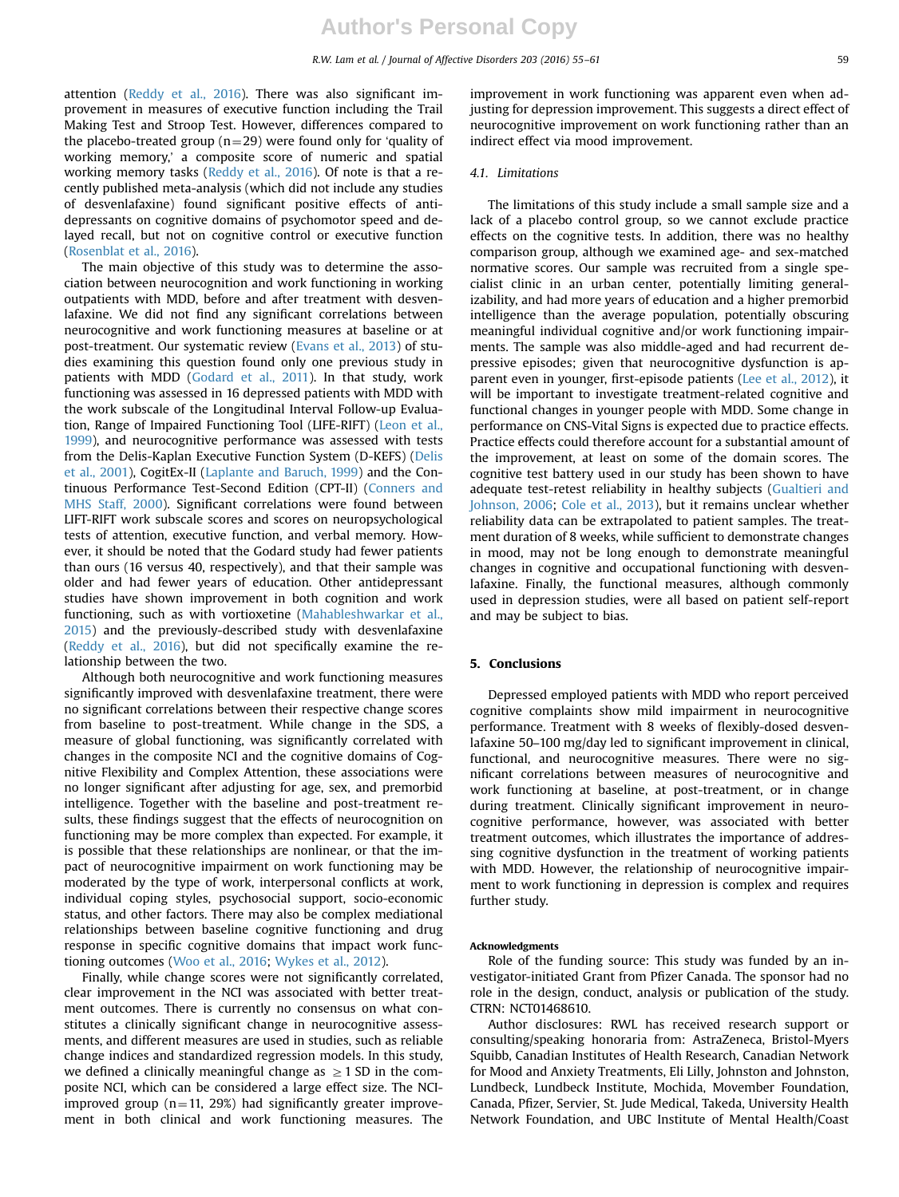attention (Reddy et al., 2016). There was also significant improvement in measures of executive function including the Trail Making Test and Stroop Test. However, differences compared to the placebo-treated group (n=29) were found only for 'quality of working memory,' a composite score of numeric and spatial working memory tasks (Reddy et al., 2016). Of note is that a recently published meta-analysis (which did not include any studies of desvenlafaxine) found significant positive effects of antidepressants on cognitive domains of psychomotor speed and delayed recall, but not on cognitive control or executive function (Rosenblat et al., 2016).

The main objective of this study was to determine the association between neurocognition and work functioning in working outpatients with MDD, before and after treatment with desvenlafaxine. We did not find any significant correlations between neurocognitive and work functioning measures at baseline or at post-treatment. Our systematic review (Evans et al., 2013) of studies examining this question found only one previous study in patients with MDD (Godard et al., 2011). In that study, work functioning was assessed in 16 depressed patients with MDD with the work subscale of the Longitudinal Interval Follow-up Evaluation, Range of Impaired Functioning Tool (LIFE-RIFT) (Leon et al., 1999), and neurocognitive performance was assessed with tests from the Delis-Kaplan Executive Function System (D-KEFS) (Delis et al., 2001), CogitEx-II (Laplante and Baruch, 1999) and the Continuous Performance Test-Second Edition (CPT-II) (Conners and MHS Staff, 2000). Significant correlations were found between LIFT-RIFT work subscale scores and scores on neuropsychological tests of attention, executive function, and verbal memory. However, it should be noted that the Godard study had fewer patients than ours (16 versus 40, respectively), and that their sample was older and had fewer years of education. Other antidepressant studies have shown improvement in both cognition and work functioning, such as with vortioxetine (Mahableshwarkar et al., 2015) and the previously-described study with desvenlafaxine (Reddy et al., 2016), but did not specifically examine the relationship between the two.

Although both neurocognitive and work functioning measures significantly improved with desvenlafaxine treatment, there were no significant correlations between their respective change scores from baseline to post-treatment. While change in the SDS, a measure of global functioning, was significantly correlated with changes in the composite NCI and the cognitive domains of Cognitive Flexibility and Complex Attention, these associations were no longer significant after adjusting for age, sex, and premorbid intelligence. Together with the baseline and post-treatment results, these findings suggest that the effects of neurocognition on functioning may be more complex than expected. For example, it is possible that these relationships are nonlinear, or that the impact of neurocognitive impairment on work functioning may be moderated by the type of work, interpersonal conflicts at work, individual coping styles, psychosocial support, socio-economic status, and other factors. There may also be complex mediational relationships between baseline cognitive functioning and drug response in specific cognitive domains that impact work functioning outcomes (Woo et al., 2016; Wykes et al., 2012).

Finally, while change scores were not significantly correlated, clear improvement in the NCI was associated with better treatment outcomes. There is currently no consensus on what constitutes a clinically significant change in neurocognitive assessments, and different measures are used in studies, such as reliable change indices and standardized regression models. In this study, we defined a clinically meaningful change as $\geq 1$ SD in the composite NCI, which can be considered a large effect size. The NCI-improved group (n=11, 29%) had significantly greater improvement in both clinical and work functioning measures. The improvement in work functioning was apparent even when adjusting for depression improvement. This suggests a direct effect of neurocognitive improvement on work functioning rather than an indirect effect via mood improvement.

### 4.1. Limitations

The limitations of this study include a small sample size and a lack of a placebo control group, so we cannot exclude practice effects on the cognitive tests. In addition, there was no healthy comparison group, although we examined age- and sex-matched normative scores. Our sample was recruited from a single specialist clinic in an urban center, potentially limiting generalizability, and had more years of education and a higher premorbid intelligence than the average population, potentially obscuring meaningful individual cognitive and/or work functioning impairments. The sample was also middle-aged and had recurrent depressive episodes; given that neurocognitive dysfunction is apparent even in younger, first-episode patients (Lee et al., 2012), it will be important to investigate treatment-related cognitive and functional changes in younger people with MDD. Some change in performance on CNS-Vital Signs is expected due to practice effects. Practice effects could therefore account for a substantial amount of the improvement, at least on some of the domain scores. The cognitive test battery used in our study has been shown to have adequate test-retest reliability in healthy subjects (Gualtieri and Johnson, 2006; Cole et al., 2013), but it remains unclear whether reliability data can be extrapolated to patient samples. The treatment duration of 8 weeks, while sufficient to demonstrate changes in mood, may not be long enough to demonstrate meaningful changes in cognitive and occupational functioning with desvenlafaxine. Finally, the functional measures, although commonly used in depression studies, were all based on patient self-report and may be subject to bias.

## 5. Conclusions

Depressed employed patients with MDD who report perceived cognitive complaints show mild impairment in neurocognitive performance. Treatment with 8 weeks of flexibly-dosed desvenlafaxine 50–100 mg/day led to significant improvement in clinical, functional, and neurocognitive measures. There were no significant correlations between measures of neurocognitive and work functioning at baseline, at post-treatment, or in change during treatment. Clinically significant improvement in neurocognitive performance, however, was associated with better treatment outcomes, which illustrates the importance of addressing cognitive dysfunction in the treatment of working patients with MDD. However, the relationship of neurocognitive impairment to work functioning in depression is complex and requires further study.

#### Acknowledgments

Role of the funding source: This study was funded by an investigator-initiated Grant from Pfizer Canada. The sponsor had no role in the design, conduct, analysis or publication of the study. CTRN: NCT01468610.

Author disclosures: RWL has received research support or consulting/speaking honoraria from: AstraZeneca, Bristol-Myers Squibb, Canadian Institutes of Health Research, Canadian Network for Mood and Anxiety Treatments, Eli Lilly, Johnston and Johnston, Lundbeck, Lundbeck Institute, Mochida, Movember Foundation, Canada, Pfizer, Servier, St. Jude Medical, Takeda, University Health Network Foundation, and UBC Institute of Mental Health/Coast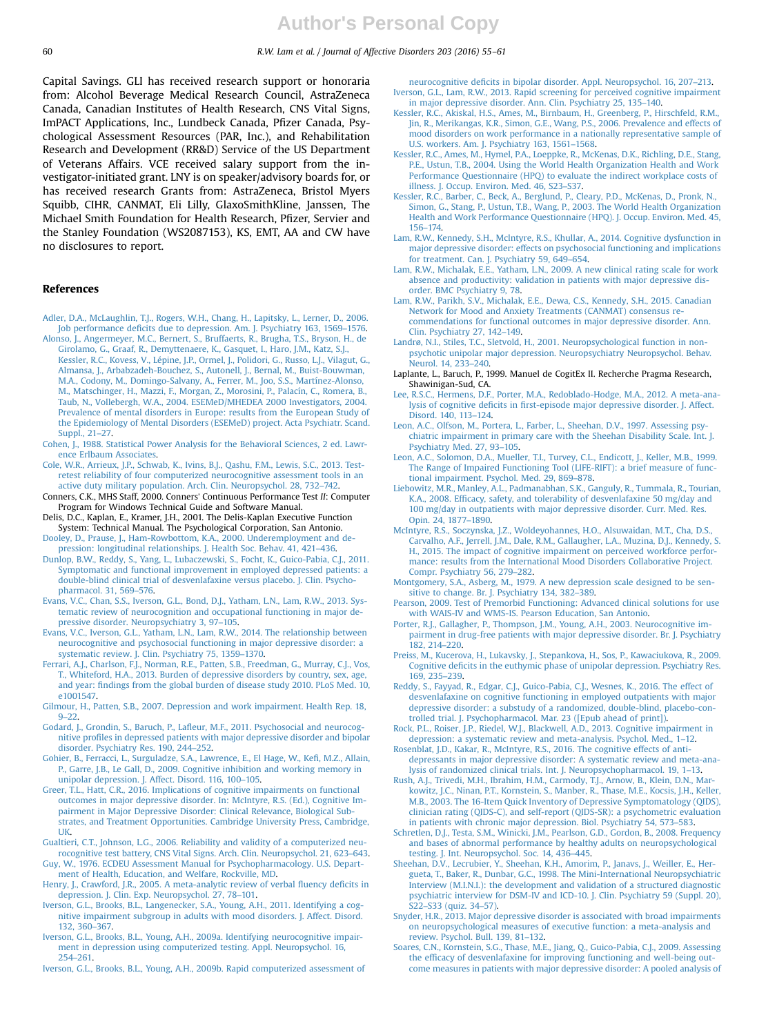Capital Savings. GLI has received research support or honoraria from: Alcohol Beverage Medical Research Council, AstraZeneca Canada, Canadian Institutes of Health Research, CNS Vital Signs, ImPACT Applications, Inc., Lundbeck Canada, Pfizer Canada, Psychological Assessment Resources (PAR, Inc.), and Rehabilitation Research and Development (RR&D) Service of the US Department of Veterans Affairs. VCE received salary support from the investigator-initiated grant. LNY is on speaker/advisory boards for, or has received research Grants from: AstraZeneca, Bristol Myers Squibb, CIHR, CANMAT, Eli Lilly, GlaxoSmithKline, Janssen, The Michael Smith Foundation for Health Research, Pfizer, Servier and the Stanley Foundation (WS2087153), KS, EMT, AA and CW have no disclosures to report.

## References

Adler, D.A., McLaughlin, T.J., Rogers, W.H., Chang, H., Lapitsky, L., Lerner, D., 2006. Job performance deficits due to depression. Am. J. Psychiatry 163, 1569–1576.

Alonso, J., Angermeyer, M.C., Bernert, S., Bruffaerts, R., Brugha, T.S., Bryson, H., de Girolamo, G., Graaf, R., Demyttenaere, K., Gasquet, I., Haro, J.M., Katz, S.J., Kessler, R.C., Kovess, V., Lépine, J.P., Ormel, J., Polidori, G., Russo, L.J., Vilagut, G., Almansa, J., Arbabzadeh-Bouchez, S., Autonell, J., Bernal, M., Buist-Bouwman, M.A., Codony, M., Domingo-Salvany, A., Ferrer, M., Joo, S.S., Martínez-Alonso, M., Matschinger, H., Mazzi, F., Morgan, Z., Morosini, P., Palacín, C., Romera, B., Taub, N., Vollebergh, W.A., 2004. ESEMeD/MHEDEA 2000 Investigators, 2004. Prevalence of mental disorders in Europe: results from the European Study of the Epidemiology of Mental Disorders (ESEMeD) project. Acta Psychiatr. Scand. Suppl., 21–27.

Cohen, J., 1988. Statistical Power Analysis for the Behavioral Sciences, 2 ed. Lawrence Erlbaum Associates.

Cole, W.R., Arrieux, J.P., Schwab, K., Ivins, B.J., Qashu, F.M., Lewis, S.C., 2013. Test-retest reliability of four computerized neurocognitive assessment tools in an active duty military population. Arch. Clin. Neuropsychol. 28, 732–742.

Conners, C.K., MHS Staff, 2000. Conners' Continuous Performance Test *II*: Computer Program for Windows Technical Guide and Software Manual.

Delis, D.C., Kaplan, E., Kramer, J.H., 2001. The Delis-Kaplan Executive Function System: Technical Manual. The Psychological Corporation, San Antonio.

Dooley, D., Prause, J., Ham-Rowbottom, K.A., 2000. Underemployment and depression: longitudinal relationships. J. Health Soc. Behav. 41, 421–436.

Dunlop, B.W., Reddy, S., Yang, L., Lubaczewski, S., Focht, K., Guico-Pabia, C.J., 2011. Symptomatic and functional improvement in employed depressed patients: a double-blind clinical trial of desvenlafaxine versus placebo. J. Clin. Psychopharmacol. 31, 569–576.

Evans, V.C., Chan, S.S., Iverson, G.L., Bond, D.J., Yatham, L.N., Lam, R.W., 2013. Systematic review of neurocognition and occupational functioning in major depressive disorder. Neuropsychiatry 3, 97–105.

Evans, V.C., Iverson, G.L., Yatham, L.N., Lam, R.W., 2014. The relationship between neurocognitive and psychosocial functioning in major depressive disorder: a systematic review. J. Clin. Psychiatry 75, 1359–1370.

Ferrari, A.J., Charlson, F.J., Norman, R.E., Patten, S.B., Freedman, G., Murray, C.J., Vos, T., Whiteford, H.A., 2013. Burden of depressive disorders by country, sex, age, and year: findings from the global burden of disease study 2010. PLoS Med. 10, e1001547.

Gilmour, H., Patten, S.B., 2007. Depression and work impairment. Health Rep. 18, 9–22.

Godard, J., Grondin, S., Baruch, P., Lafleur, M.F., 2011. Psychosocial and neurocognitive profiles in depressed patients with major depressive disorder and bipolar disorder. Psychiatry Res. 190, 244–252.

Gohier, B., Ferracci, L., Surguladze, S.A., Lawrence, E., El Hage, W., Kefi, M.Z., Allain, P., Garre, J.B., Le Gall, D., 2009. Cognitive inhibition and working memory in unipolar depression. J. Affect. Disord. 116, 100–105.

Greer, T.L., Hatt, C.R., 2016. Implications of cognitive impairments on functional outcomes in major depressive disorder. In: McIntyre, R.S. (Ed.), Cognitive Impairment in Major Depressive Disorder: Clinical Relevance, Biological Substrates, and Treatment Opportunities. Cambridge University Press, Cambridge, UK.

Gualtieri, C.T., Johnson, L.G., 2006. Reliability and validity of a computerized neurocognitive test battery, CNS Vital Signs. Arch. Clin. Neuropsychol. 21, 623–643.

Guy, W., 1976. ECDEU Assessment Manual for Psychopharmacology. U.S. Department of Health, Education, and Welfare, Rockville, MD.

Henry, J., Crawford, J.R., 2005. A meta-analytic review of verbal fluency deficits in depression. J. Clin. Exp. Neuropsychol. 27, 78–101.

Iverson, G.L., Brooks, B.L., Langenecker, S.A., Young, A.H., 2011. Identifying a cognitive impairment subgroup in adults with mood disorders. J. Affect. Disord. 132, 360–367.

Iverson, G.L., Brooks, B.L., Young, A.H., 2009a. Identifying neurocognitive impairment in depression using computerized testing. Appl. Neuropsychol. 16, 254–261.

Iverson, G.L., Brooks, B.L., Young, A.H., 2009b. Rapid computerized assessment of neurocognitive deficits in bipolar disorder. Appl. Neuropsychol. 16, 207–213.

Iverson, G.L., Lam, R.W., 2013. Rapid screening for perceived cognitive impairment in major depressive disorder. Ann. Clin. Psychiatry 25, 135–140.

Kessler, R.C., Akiskal, H.S., Ames, M., Birnbaum, H., Greenberg, P., Hirschfeld, R.M., Jin, R., Merikangas, K.R., Simon, G.E., Wang, P.S., 2006. Prevalence and effects of mood disorders on work performance in a nationally representative sample of U.S. workers. Am. J. Psychiatry 163, 1561–1568.

Kessler, R.C., Ames, M., Hymel, P.A., Loeppke, R., McKenas, D.K., Richling, D.E., Stang, P.E., Ustun, T.B., 2004. Using the World Health Organization Health and Work Performance Questionnaire (HPQ) to evaluate the indirect workplace costs of illness. J. Occup. Environ. Med. 46, S23–S37.

Kessler, R.C., Barber, C., Beck, A., Berglund, P., Cleary, P.D., McKenas, D., Pronk, N., Simon, G., Stang, P., Ustun, T.B., Wang, P., 2003. The World Health Organization Health and Work Performance Questionnaire (HPQ). J. Occup. Environ. Med. 45, 156–174.

Lam, R.W., Kennedy, S.H., McIntyre, R.S., Khullar, A., 2014. Cognitive dysfunction in major depressive disorder: effects on psychosocial functioning and implications for treatment. Can. J. Psychiatry 59, 649–654.

Lam, R.W., Michalak, E.E., Yatham, L.N., 2009. A new clinical rating scale for work absence and productivity: validation in patients with major depressive disorder. BMC Psychiatry 9, 78.

Lam, R.W., Parikh, S.V., Michalak, E.E., Dewa, C.S., Kennedy, S.H., 2015. Canadian Network for Mood and Anxiety Treatments (CANMAT) consensus recommendations for functional outcomes in major depressive disorder. Ann. Clin. Psychiatry 27, 142–149.

Landrø, N.I., Stiles, T.C., Sletvold, H., 2001. Neuropsychological function in nonpsychotic unipolar major depression. Neuropsychiatry Neuropsychol. Behav. Neurol. 14, 233–240.

Laplante, L., Baruch, P., 1999. Manuel de CogitEx II. Recherche Pragma Research, Shawinigan-Sud, CA.

Lee, R.S.C., Hermens, D.F., Porter, M.A., Redoblado-Hodge, M.A., 2012. A meta-analysis of cognitive deficits in first-episode major depressive disorder. J. Affect. Disord. 140, 113–124.

Leon, A.C., Olfson, M., Portera, L., Farber, L., Sheehan, D.V., 1997. Assessing psychiatric impairment in primary care with the Sheehan Disability Scale. Int. J. Psychiatry Med. 27, 93–105.

Leon, A.C., Solomon, D.A., Mueller, T.I., Turvey, C.L., Endicott, J., Keller, M.B., 1999. The Range of Impaired Functioning Tool (LIFE-RIFT): a brief measure of functional impairment. Psychol. Med. 29, 869–878.

Liebowitz, M.R., Manley, A.L., Padmanabhan, S.K., Ganguly, R., Tummala, R., Tourian, K.A., 2008. Efficacy, safety, and tolerability of desvenlafaxine 50 mg/day and 100 mg/day in outpatients with major depressive disorder. Curr. Med. Res. Opin. 24, 1877–1890.

McIntyre, R.S., Soczynska, J.Z., Woldeyohannes, H.O., Alsuwaidan, M.T., Cha, D.S., Carvalho, A.F., Jerrell, J.M., Dale, R.M., Gallaugher, L.A., Muzina, D.J., Kennedy, S. H., 2015. The impact of cognitive impairment on perceived workforce performance: results from the International Mood Disorders Collaborative Project. Compr. Psychiatry 56, 279–282.

Montgomery, S.A., Asberg, M., 1979. A new depression scale designed to be sensitive to change. Br. J. Psychiatry 134, 382–389.

Pearson, 2009. Test of Premorbid Functioning: Advanced clinical solutions for use with WAIS-IV and WMS-IS. Pearson Education, San Antonio.

Porter, R.J., Gallagher, P., Thompson, J.M., Young, A.H., 2003. Neurocognitive impairment in drug-free patients with major depressive disorder. Br. J. Psychiatry 182, 214–220.

Preiss, M., Kucerova, H., Lukavsky, J., Stepankova, H., Sos, P., Kawaciukova, R., 2009. Cognitive deficits in the euthymic phase of unipolar depression. Psychiatry Res. 169, 235–239.

Reddy, S., Fayyad, R., Edgar, C.J., Guico-Pabia, C.J., Wesnes, K., 2016. The effect of desvenlafaxine on cognitive functioning in employed outpatients with major depressive disorder: a substudy of a randomized, double-blind, placebo-controlled trial. J. Psychopharmacol. Mar. 23 ([Epub ahead of print]).

Rock, P.L., Roiser, J.P., Riedel, W.J., Blackwell, A.D., 2013. Cognitive impairment in depression: a systematic review and meta-analysis. Psychol. Med., 1–12.

Rosenblat, J.D., Kakar, R., McIntyre, R.S., 2016. The cognitive effects of antidepressants in major depressive disorder: A systematic review and meta-analysis of randomized clinical trials. Int. J. Neuropsychopharmacol. 19, 1–13.

Rush, A.J., Trivedi, M.H., Ibrahim, H.M., Carmody, T.J., Arnow, B., Klein, D.N., Markowitz, J.C., Ninan, P.T., Kornstein, S., Manber, R., Thase, M.E., Kocsis, J.H., Keller, M.B., 2003. The 16-Item Quick Inventory of Depressive Symptomatology (QIDS), clinician rating (QIDS-C), and self-report (QIDS-SR): a psychometric evaluation in patients with chronic major depression. Biol. Psychiatry 54, 573–583.

Schretlen, D.J., Testa, S.M., Winicki, J.M., Pearlson, G.D., Gordon, B., 2008. Frequency and bases of abnormal performance by healthy adults on neuropsychological testing. J. Int. Neuropsychol. Soc. 14, 436–445.

Sheehan, D.V., Lecrubier, Y., Sheehan, K.H., Amorim, P., Janavs, J., Weiller, E., Hergueta, T., Baker, R., Dunbar, G.C., 1998. The Mini-International Neuropsychiatric Interview (M.I.N.I.): the development and validation of a structured diagnostic psychiatric interview for DSM-IV and ICD-10. J. Clin. Psychiatry 59 (Suppl. 20), S22–S33 (quiz. 34–57).

Snyder, H.R., 2013. Major depressive disorder is associated with broad impairments on neuropsychological measures of executive function: a meta-analysis and review. Psychol. Bull. 139, 81–132.

Soares, C.N., Kornstein, S.G., Thase, M.E., Jiang, Q., Guico-Pabia, C.J., 2009. Assessing the efficacy of desvenlafaxine for improving functioning and well-being outcome measures in patients with major depressive disorder: A pooled analysis of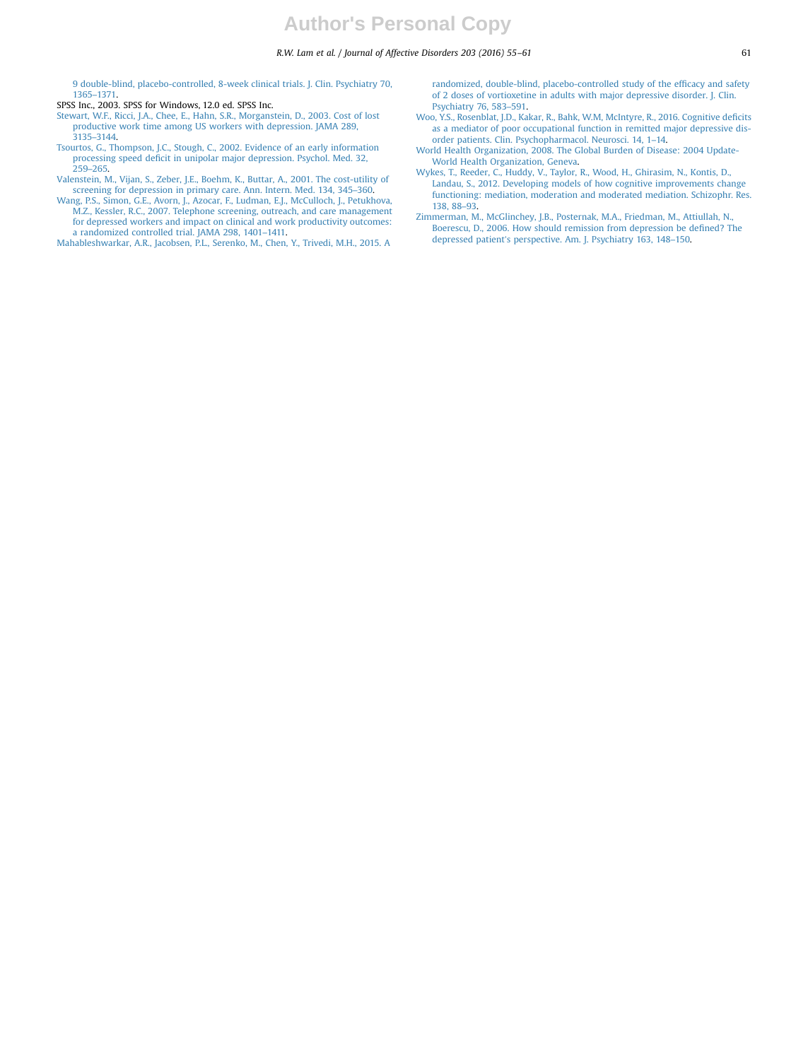9 double-blind, placebo-controlled, 8-week clinical trials. J. Clin. Psychiatry 70, 1365–1371.

SPSS Inc., 2003. SPSS for Windows, 12.0 ed. SPSS Inc.

Stewart, W.F., Ricci, J.A., Chee, E., Hahn, S.R., Morganstein, D., 2003. Cost of lost productive work time among US workers with depression. JAMA 289, 3135–3144.

Tsourtos, G., Thompson, J.C., Stough, C., 2002. Evidence of an early information processing speed deficit in unipolar major depression. Psychol. Med. 32, 259–265.

Valenstein, M., Vijan, S., Zeber, J.E., Boehm, K., Buttar, A., 2001. The cost-utility of screening for depression in primary care. Ann. Intern. Med. 134, 345–360.

Wang, P.S., Simon, G.E., Avorn, J., Azocar, F., Ludman, E.J., McCulloch, J., Petukhova, M.Z., Kessler, R.C., 2007. Telephone screening, outreach, and care management for depressed workers and impact on clinical and work productivity outcomes: a randomized controlled trial. JAMA 298, 1401–1411.

Mahableshwarkar, A.R., Jacobsen, P.L., Serenko, M., Chen, Y., Trivedi, M.H., 2015. A randomized, double-blind, placebo-controlled study of the efficacy and safety of 2 doses of vortioxetine in adults with major depressive disorder. J. Clin. Psychiatry 76, 583–591.

Woo, Y.S., Rosenblat, J.D., Kakar, R., Bahk, W.M, McIntyre, R., 2016. Cognitive deficits as a mediator of poor occupational function in remitted major depressive disorder patients. Clin. Psychopharmacol. Neurosci. 14, 1–14.

World Health Organization, 2008. The Global Burden of Disease: 2004 Update-World Health Organization, Geneva.

Wykes, T., Reeder, C., Huddy, V., Taylor, R., Wood, H., Ghirasim, N., Kontis, D., Landau, S., 2012. Developing models of how cognitive improvements change functioning: mediation, moderation and moderated mediation. Schizophr. Res. 138, 88–93.

Zimmerman, M., McGlinchey, J.B., Posternak, M.A., Friedman, M., Attiullah, N., Boerescu, D., 2006. How should remission from depression be defined? The depressed patient's perspective. Am. J. Psychiatry 163, 148–150.